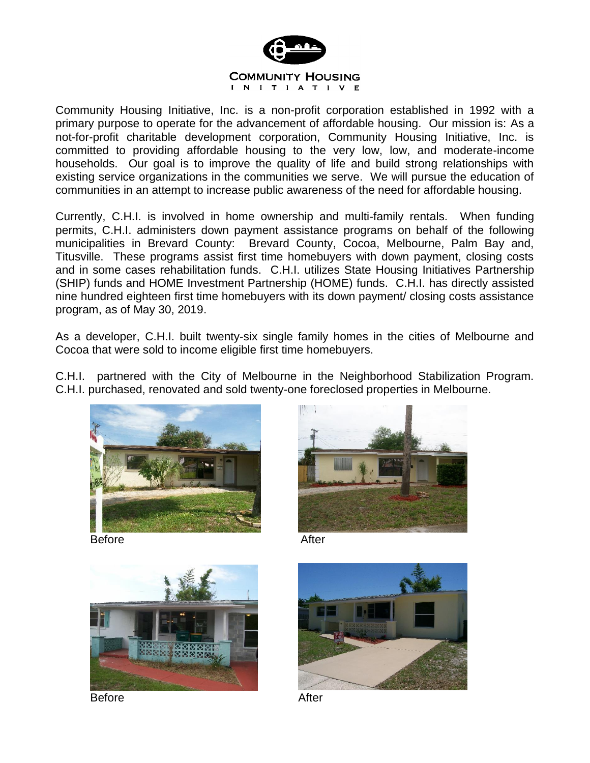# COMMUNITY HOUSING INITIATIVE

Community Housing Initiative, Inc. is a non-profit corporation established in 1992 with a primary purpose to operate for the advancement of affordable housing. Our mission is: As a not-for-profit charitable development corporation, Community Housing Initiative, Inc. is committed to providing affordable housing to the very low, low, and moderate-income households. Our goal is to improve the quality of life and build strong relationships with existing service organizations in the communities we serve. We will pursue the education of communities in an attempt to increase public awareness of the need for affordable housing.

Currently, C.H.I. is involved in home ownership and multi-family rentals. When funding permits, C.H.I. administers down payment assistance programs on behalf of the following municipalities in Brevard County: Brevard County, Cocoa, Melbourne, Palm Bay and, Titusville. These programs assist first time homebuyers with down payment, closing costs and in some cases rehabilitation funds. C.H.I. utilizes State Housing Initiatives Partnership (SHIP) funds and HOME Investment Partnership (HOME) funds. C.H.I. has directly assisted nine hundred eighteen first time homebuyers with its down payment/ closing costs assistance program, as of May 30, 2019.

As a developer, C.H.I. built twenty-six single family homes in the cities of Melbourne and Cocoa that were sold to income eligible first time homebuyers.

C.H.I. partnered with the City of Melbourne in the Neighborhood Stabilization Program. C.H.I. purchased, renovated and sold twenty-one foreclosed properties in Melbourne.

Before

After

Before

After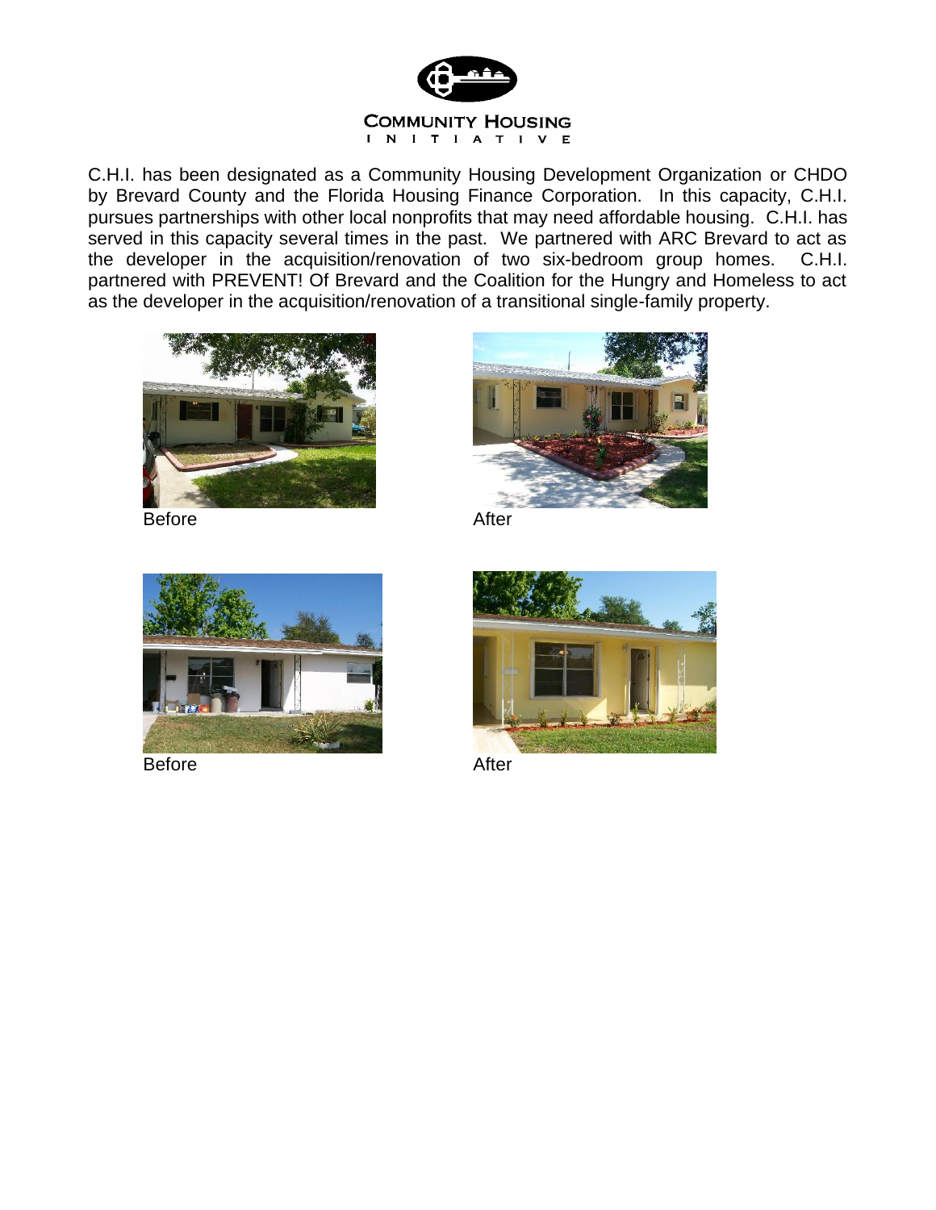COMMUNITY HOUSING
INITIATIVE

C.H.I. has been designated as a Community Housing Development Organization or CHDO by Brevard County and the Florida Housing Finance Corporation. In this capacity, C.H.I. pursues partnerships with other local nonprofits that may need affordable housing. C.H.I. has served in this capacity several times in the past. We partnered with ARC Brevard to act as the developer in the acquisition/renovation of two six-bedroom group homes. C.H.I. partnered with PREVENT! Of Brevard and the Coalition for the Hungry and Homeless to act as the developer in the acquisition/renovation of a transitional single-family property.

Before

After

Before

After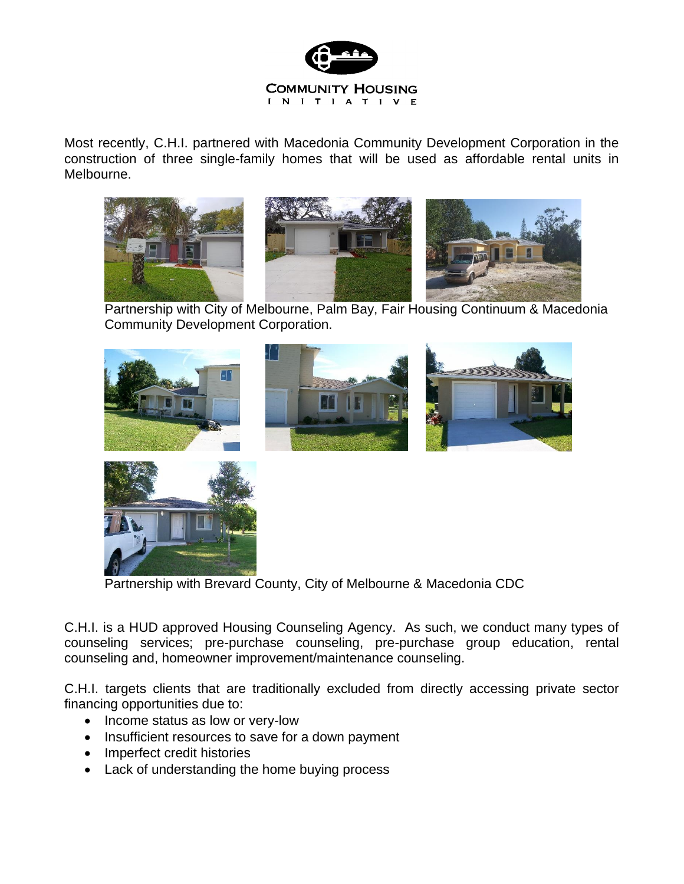Most recently, C.H.I. partnered with Macedonia Community Development Corporation in the construction of three single-family homes that will be used as affordable rental units in Melbourne.

Partnership with City of Melbourne, Palm Bay, Fair Housing Continuum & Macedonia Community Development Corporation.

Partnership with Brevard County, City of Melbourne & Macedonia CDC

C.H.I. is a HUD approved Housing Counseling Agency. As such, we conduct many types of counseling services; pre-purchase counseling, pre-purchase group education, rental counseling and, homeowner improvement/maintenance counseling.

C.H.I. targets clients that are traditionally excluded from directly accessing private sector financing opportunities due to:

- Income status as low or very-low
- Insufficient resources to save for a down payment
- Imperfect credit histories
- Lack of understanding the home buying process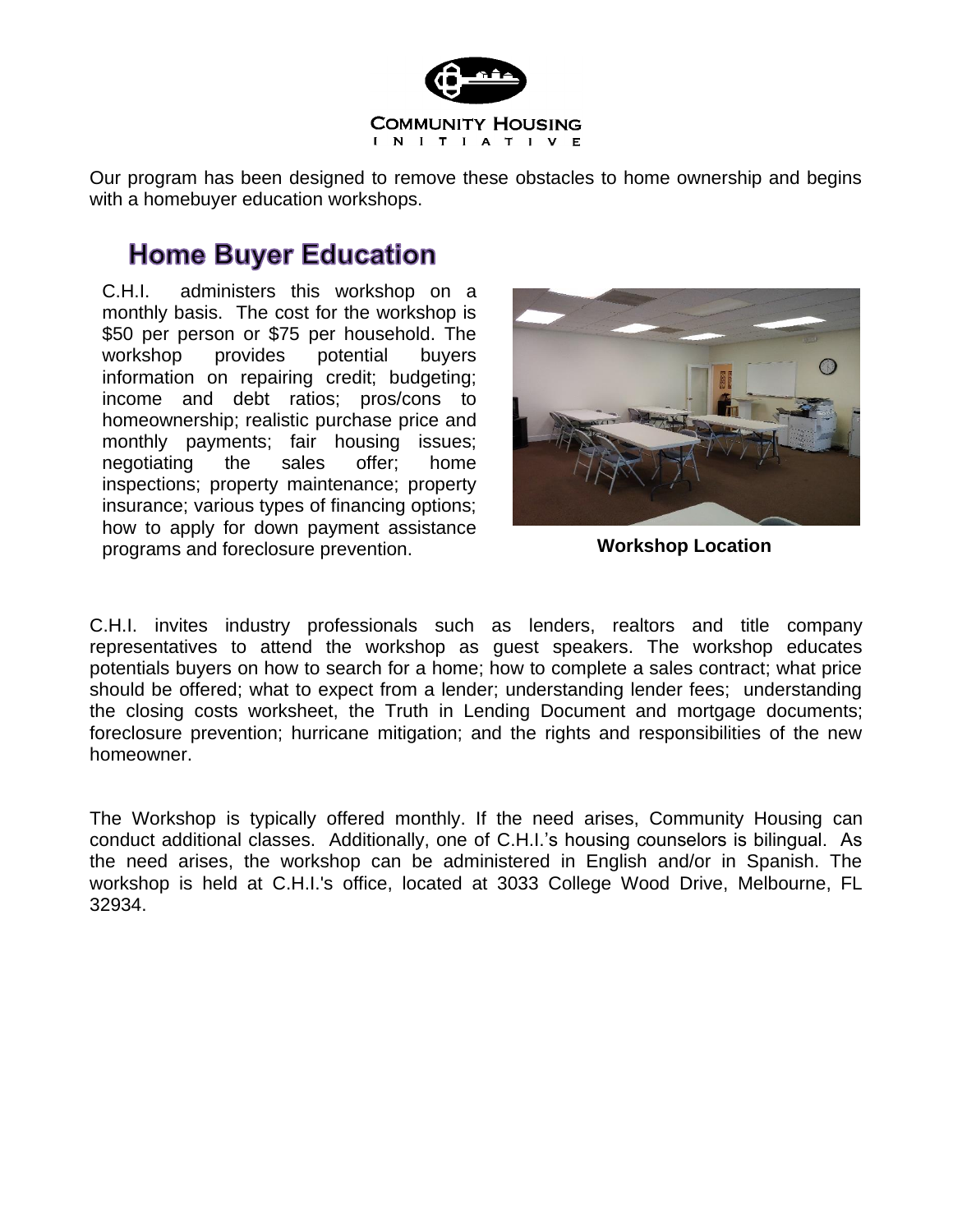Our program has been designed to remove these obstacles to home ownership and begins with a homebuyer education workshops.

## Home Buyer Education

C.H.I. administers this workshop on a monthly basis. The cost for the workshop is $50 per person or $75 per household. The workshop provides potential buyers information on repairing credit; budgeting; income and debt ratios; pros/cons to homeownership; realistic purchase price and monthly payments; fair housing issues; negotiating the sales offer; home inspections; property maintenance; property insurance; various types of financing options; how to apply for down payment assistance programs and foreclosure prevention.

**Workshop Location**

C.H.I. invites industry professionals such as lenders, realtors and title company representatives to attend the workshop as guest speakers. The workshop educates potentials buyers on how to search for a home; how to complete a sales contract; what price should be offered; what to expect from a lender; understanding lender fees; understanding the closing costs worksheet, the Truth in Lending Document and mortgage documents; foreclosure prevention; hurricane mitigation; and the rights and responsibilities of the new homeowner.

The Workshop is typically offered monthly. If the need arises, Community Housing can conduct additional classes. Additionally, one of C.H.I.'s housing counselors is bilingual. As the need arises, the workshop can be administered in English and/or in Spanish. The workshop is held at C.H.I.'s office, located at 3033 College Wood Drive, Melbourne, FL 32934.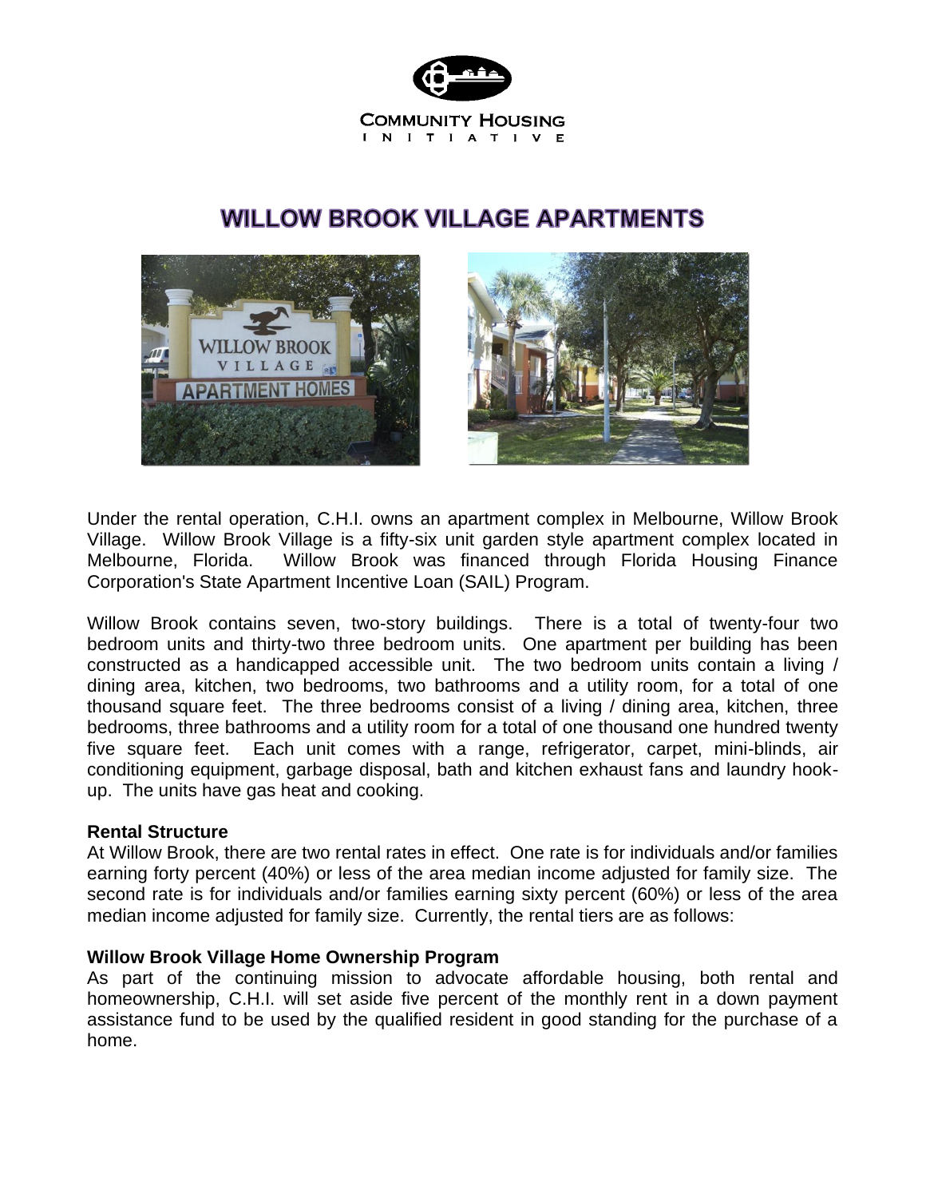COMMUNITY HOUSING INITIATIVE

# WILLOW BROOK VILLAGE APARTMENTS

Under the rental operation, C.H.I. owns an apartment complex in Melbourne, Willow Brook Village. Willow Brook Village is a fifty-six unit garden style apartment complex located in Melbourne, Florida. Willow Brook was financed through Florida Housing Finance Corporation's State Apartment Incentive Loan (SAIL) Program.

Willow Brook contains seven, two-story buildings. There is a total of twenty-four two bedroom units and thirty-two three bedroom units. One apartment per building has been constructed as a handicapped accessible unit. The two bedroom units contain a living / dining area, kitchen, two bedrooms, two bathrooms and a utility room, for a total of one thousand square feet. The three bedrooms consist of a living / dining area, kitchen, three bedrooms, three bathrooms and a utility room for a total of one thousand one hundred twenty five square feet. Each unit comes with a range, refrigerator, carpet, mini-blinds, air conditioning equipment, garbage disposal, bath and kitchen exhaust fans and laundry hook-up. The units have gas heat and cooking.

**Rental Structure**

At Willow Brook, there are two rental rates in effect. One rate is for individuals and/or families earning forty percent (40%) or less of the area median income adjusted for family size. The second rate is for individuals and/or families earning sixty percent (60%) or less of the area median income adjusted for family size. Currently, the rental tiers are as follows:

**Willow Brook Village Home Ownership Program**

As part of the continuing mission to advocate affordable housing, both rental and homeownership, C.H.I. will set aside five percent of the monthly rent in a down payment assistance fund to be used by the qualified resident in good standing for the purchase of a home.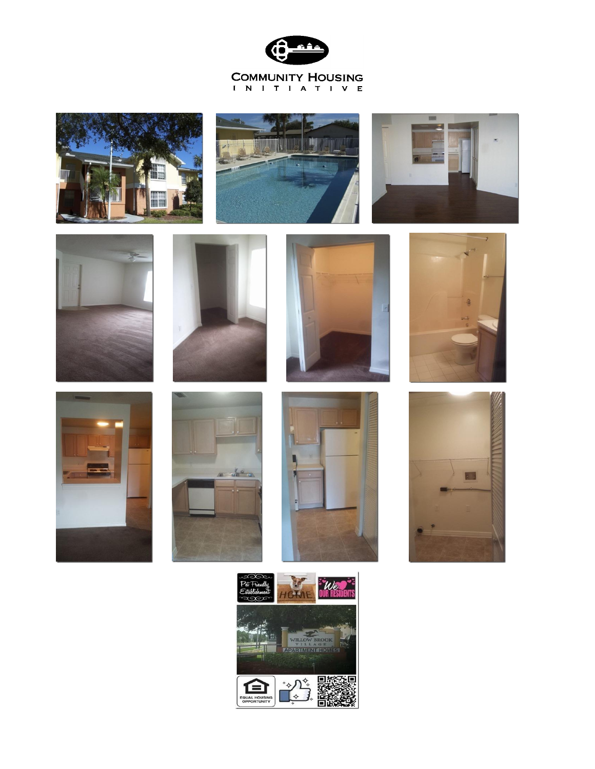COMMUNITY HOUSING INITIATIVE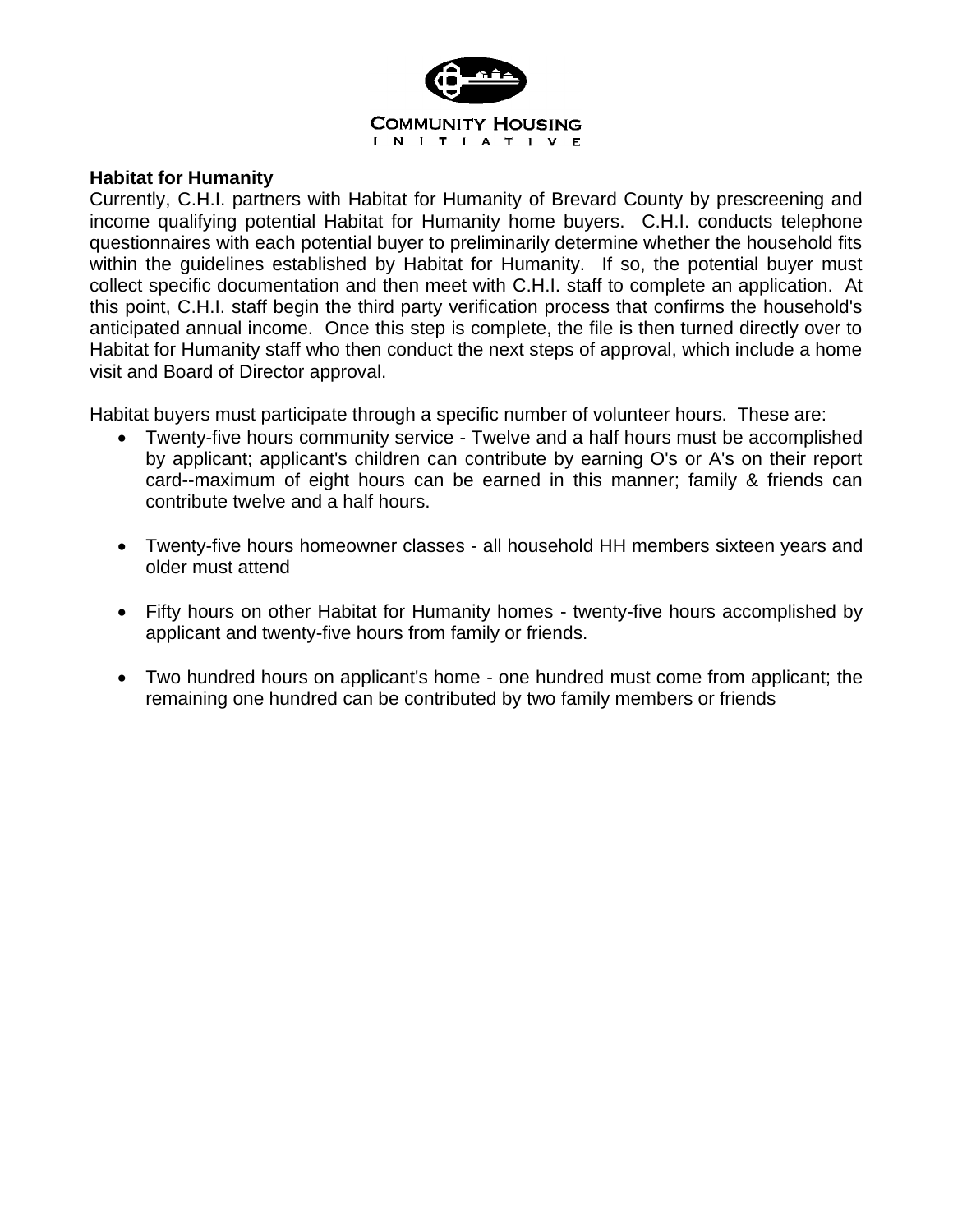COMMUNITY HOUSING
INITIATIVE

**Habitat for Humanity**
Currently, C.H.I. partners with Habitat for Humanity of Brevard County by prescreening and income qualifying potential Habitat for Humanity home buyers. C.H.I. conducts telephone questionnaires with each potential buyer to preliminarily determine whether the household fits within the guidelines established by Habitat for Humanity. If so, the potential buyer must collect specific documentation and then meet with C.H.I. staff to complete an application. At this point, C.H.I. staff begin the third party verification process that confirms the household's anticipated annual income. Once this step is complete, the file is then turned directly over to Habitat for Humanity staff who then conduct the next steps of approval, which include a home visit and Board of Director approval.

Habitat buyers must participate through a specific number of volunteer hours. These are:

- Twenty-five hours community service - Twelve and a half hours must be accomplished by applicant; applicant's children can contribute by earning O's or A's on their report card--maximum of eight hours can be earned in this manner; family & friends can contribute twelve and a half hours.

- Twenty-five hours homeowner classes - all household HH members sixteen years and older must attend

- Fifty hours on other Habitat for Humanity homes - twenty-five hours accomplished by applicant and twenty-five hours from family or friends.

- Two hundred hours on applicant's home - one hundred must come from applicant; the remaining one hundred can be contributed by two family members or friends